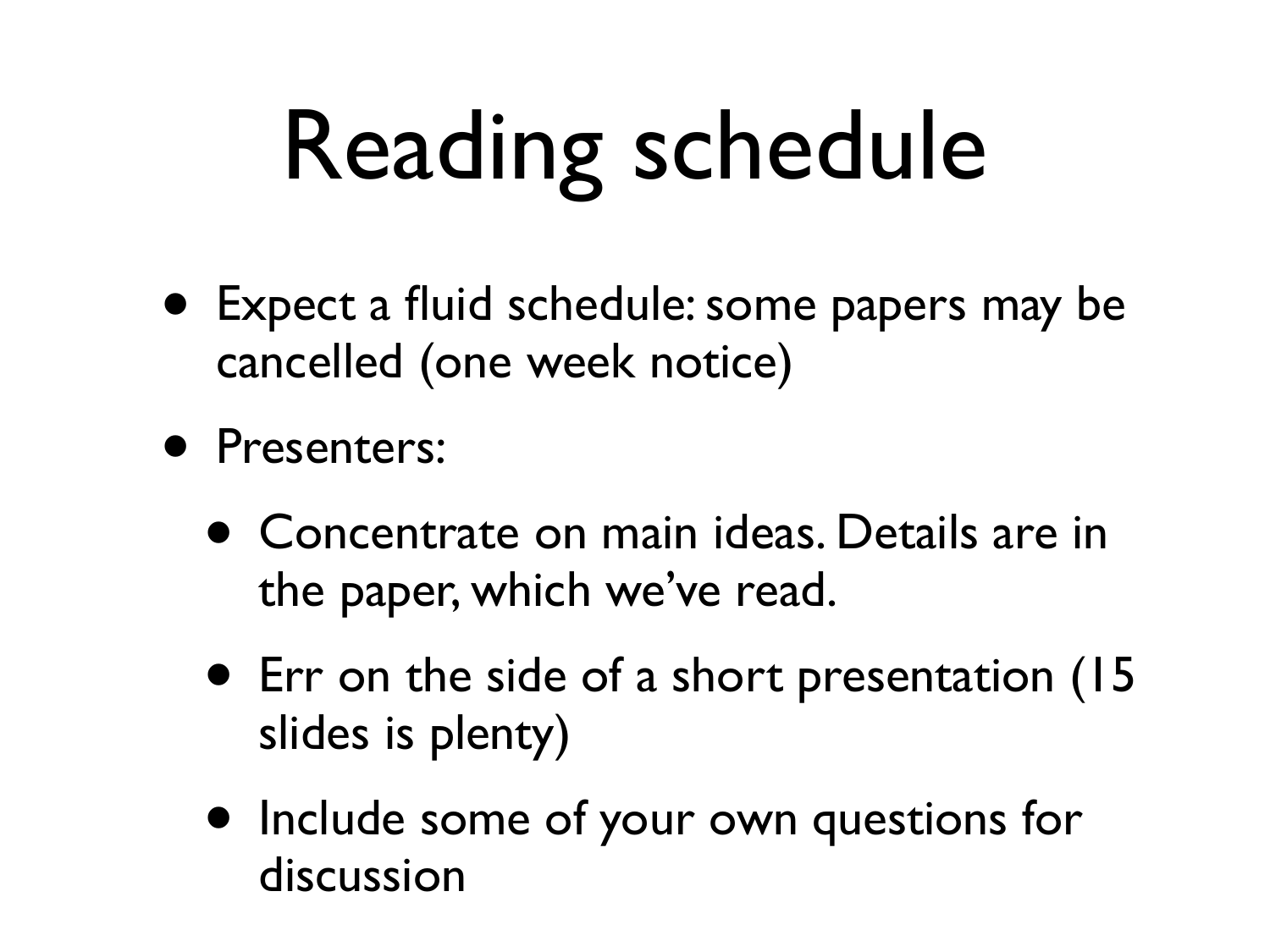# Reading schedule

- Expect a fluid schedule: some papers may be cancelled (one week notice)
- Presenters:
  - Concentrate on main ideas. Details are in the paper, which we've read.
  - Err on the side of a short presentation (15 slides is plenty)
  - Include some of your own questions for discussion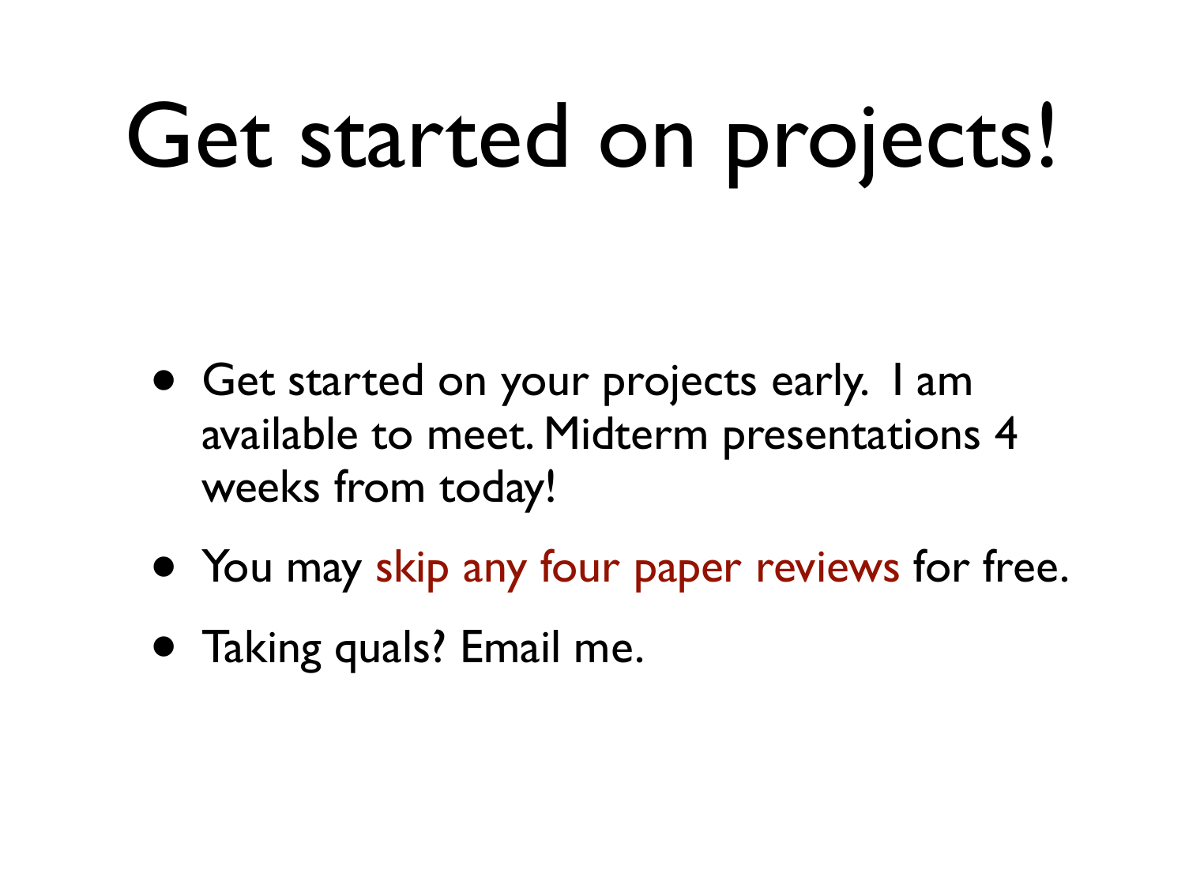# Get started on projects!

- Get started on your projects early. I am available to meet. Midterm presentations 4 weeks from today!
- You may skip any four paper reviews for free.
- Taking quals? Email me.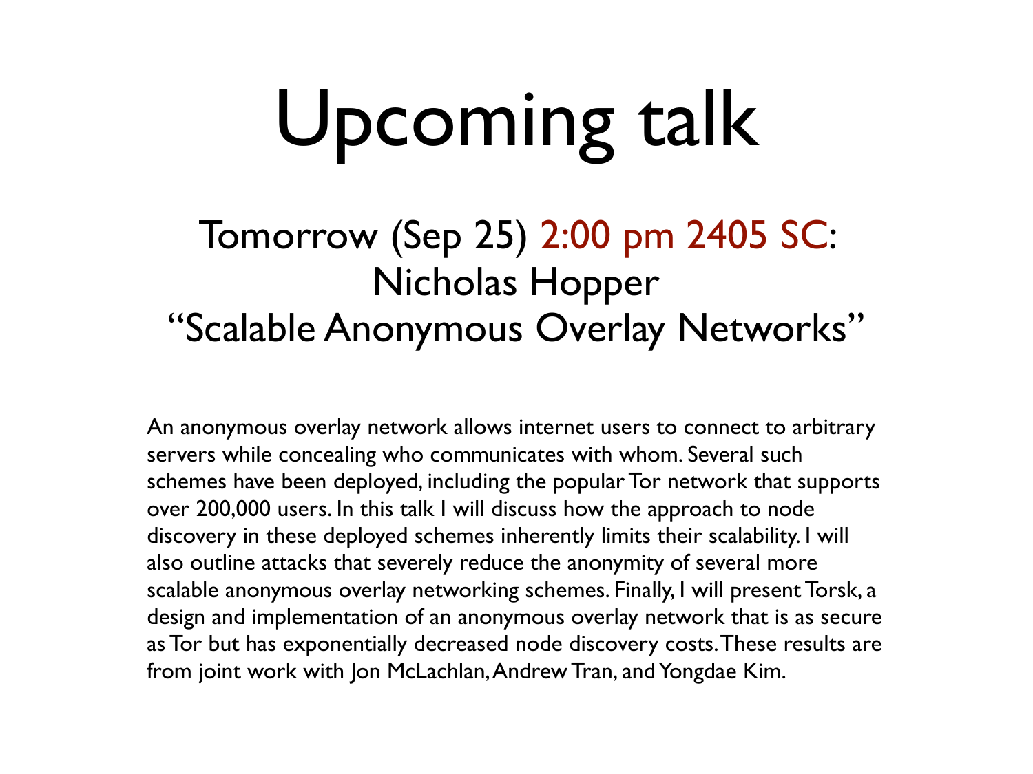# Upcoming talk

Tomorrow (Sep 25) 2:00 pm 2405 SC:
Nicholas Hopper
“Scalable Anonymous Overlay Networks”

An anonymous overlay network allows internet users to connect to arbitrary servers while concealing who communicates with whom. Several such schemes have been deployed, including the popular Tor network that supports over 200,000 users. In this talk I will discuss how the approach to node discovery in these deployed schemes inherently limits their scalability. I will also outline attacks that severely reduce the anonymity of several more scalable anonymous overlay networking schemes. Finally, I will present Torsk, a design and implementation of an anonymous overlay network that is as secure as Tor but has exponentially decreased node discovery costs. These results are from joint work with Jon McLachlan, Andrew Tran, and Yongdae Kim.